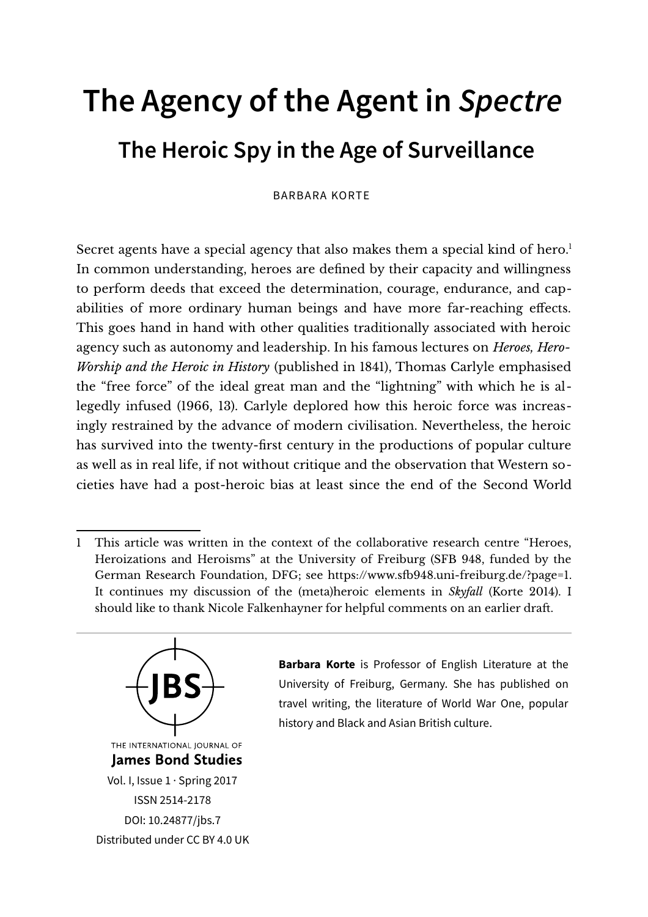# The Agency of the Agent in *Spectre*

## The Heroic Spy in the Age of Surveillance

BARBARA KORTE

Secret agents have a special agency that also makes them a special kind of hero.[1] In common understanding, heroes are defined by their capacity and willingness to perform deeds that exceed the determination, courage, endurance, and capabilities of more ordinary human beings and have more far-reaching effects. This goes hand in hand with other qualities traditionally associated with heroic agency such as autonomy and leadership. In his famous lectures on *Heroes, Hero-Worship and the Heroic in History* (published in 1841), Thomas Carlyle emphasised the "free force" of the ideal great man and the "lightning" with which he is allegedly infused (1966, 13). Carlyle deplored how this heroic force was increasingly restrained by the advance of modern civilisation. Nevertheless, the heroic has survived into the twenty-first century in the productions of popular culture as well as in real life, if not without critique and the observation that Western societies have had a post-heroic bias at least since the end of the Second World

---

1 This article was written in the context of the collaborative research centre "Heroes, Heroizations and Heroisms" at the University of Freiburg (SFB 948, funded by the German Research Foundation, DFG; see https://www.sfb948.uni-freiburg.de/?page=1. It continues my discussion of the (meta)heroic elements in *Skyfall* (Korte 2014). I should like to thank Nicole Falkenhayner for helpful comments on an earlier draft.

---

THE INTERNATIONAL JOURNAL OF
**James Bond Studies**
Vol. I, Issue 1 · Spring 2017
ISSN 2514-2178
DOI: 10.24877/jbs.7
Distributed under CC BY 4.0 UK

**Barbara Korte** is Professor of English Literature at the University of Freiburg, Germany. She has published on travel writing, the literature of World War One, popular history and Black and Asian British culture.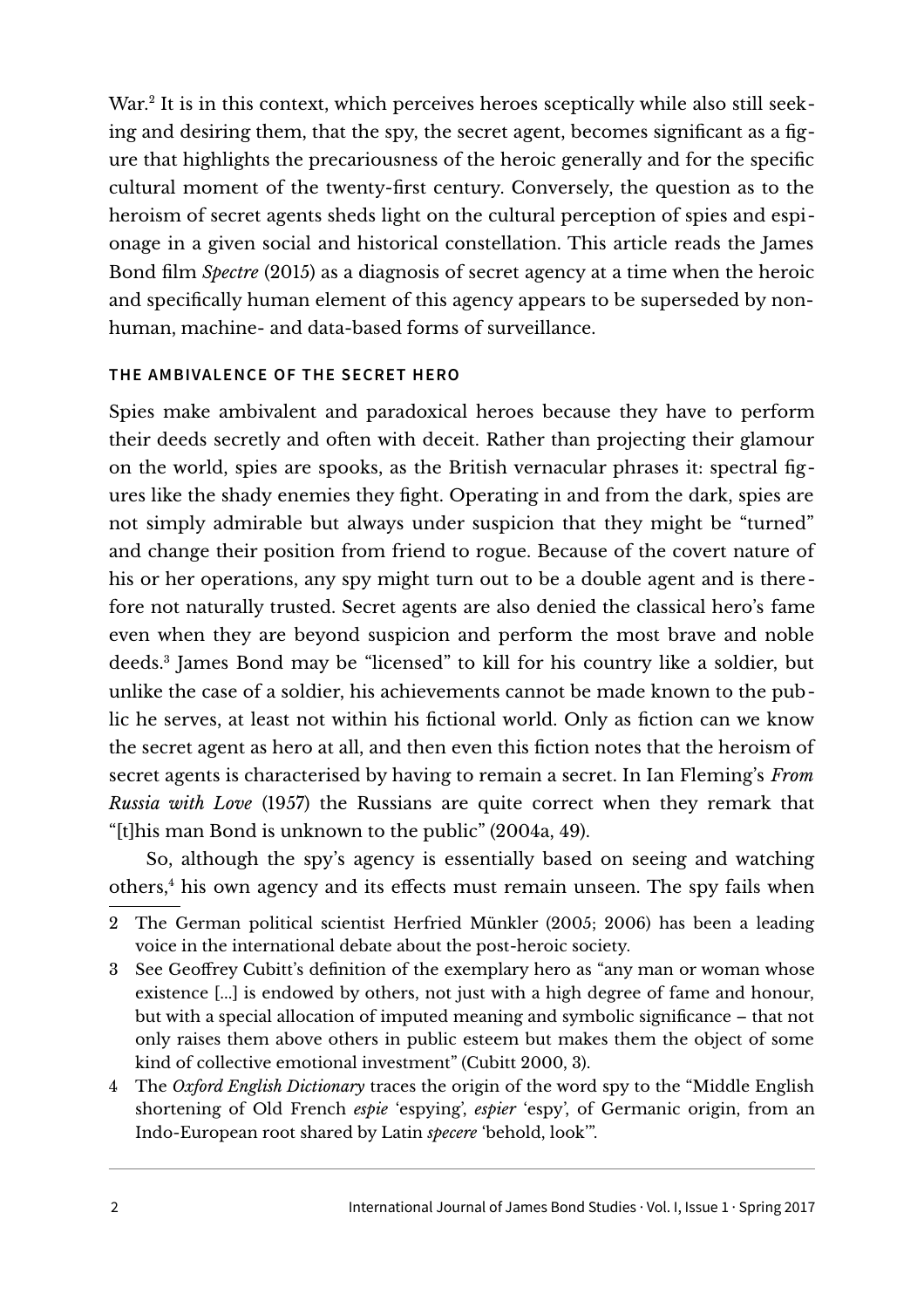War.[2] It is in this context, which perceives heroes sceptically while also still seeking and desiring them, that the spy, the secret agent, becomes significant as a figure that highlights the precariousness of the heroic generally and for the specific cultural moment of the twenty-first century. Conversely, the question as to the heroism of secret agents sheds light on the cultural perception of spies and espionage in a given social and historical constellation. This article reads the James Bond film *Spectre* (2015) as a diagnosis of secret agency at a time when the heroic and specifically human element of this agency appears to be superseded by non-human, machine- and data-based forms of surveillance.

## THE AMBIVALENCE OF THE SECRET HERO

Spies make ambivalent and paradoxical heroes because they have to perform their deeds secretly and often with deceit. Rather than projecting their glamour on the world, spies are spooks, as the British vernacular phrases it: spectral figures like the shady enemies they fight. Operating in and from the dark, spies are not simply admirable but always under suspicion that they might be "turned" and change their position from friend to rogue. Because of the covert nature of his or her operations, any spy might turn out to be a double agent and is therefore not naturally trusted. Secret agents are also denied the classical hero's fame even when they are beyond suspicion and perform the most brave and noble deeds.[3] James Bond may be "licensed" to kill for his country like a soldier, but unlike the case of a soldier, his achievements cannot be made known to the public he serves, at least not within his fictional world. Only as fiction can we know the secret agent as hero at all, and then even this fiction notes that the heroism of secret agents is characterised by having to remain a secret. In Ian Fleming's *From Russia with Love* (1957) the Russians are quite correct when they remark that "[t]his man Bond is unknown to the public" (2004a, 49).

So, although the spy's agency is essentially based on seeing and watching others,[4] his own agency and its effects must remain unseen. The spy fails when

---

2 The German political scientist Herfried Münkler (2005; 2006) has been a leading voice in the international debate about the post-heroic society.

3 See Geoffrey Cubitt's definition of the exemplary hero as "any man or woman whose existence [...] is endowed by others, not just with a high degree of fame and honour, but with a special allocation of imputed meaning and symbolic significance – that not only raises them above others in public esteem but makes them the object of some kind of collective emotional investment" (Cubitt 2000, 3).

4 The *Oxford English Dictionary* traces the origin of the word spy to the "Middle English shortening of Old French *espie* 'espying', *espier* 'espy', of Germanic origin, from an Indo-European root shared by Latin *specere* 'behold, look'".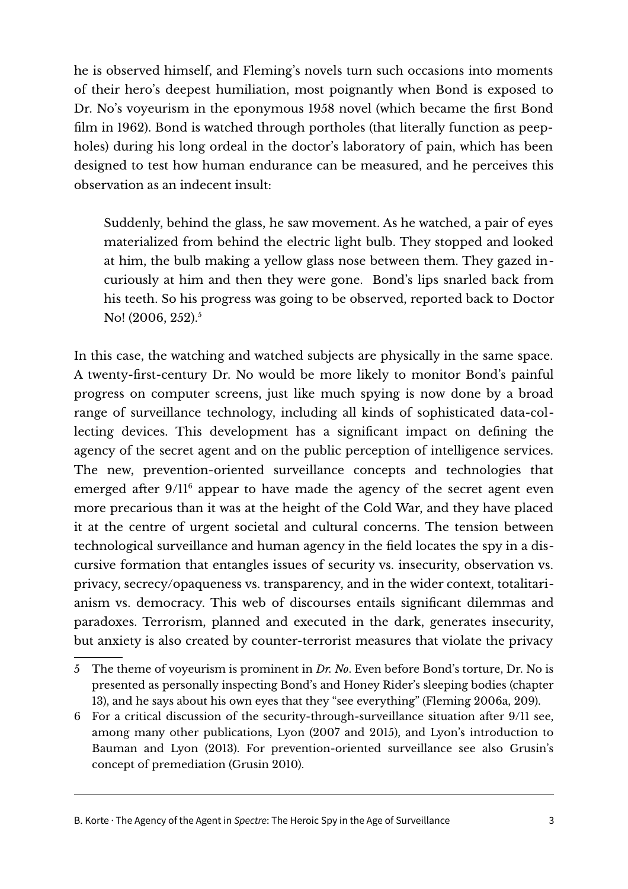he is observed himself, and Fleming's novels turn such occasions into moments of their hero's deepest humiliation, most poignantly when Bond is exposed to Dr. No's voyeurism in the eponymous 1958 novel (which became the first Bond film in 1962). Bond is watched through portholes (that literally function as peepholes) during his long ordeal in the doctor's laboratory of pain, which has been designed to test how human endurance can be measured, and he perceives this observation as an indecent insult:

> Suddenly, behind the glass, he saw movement. As he watched, a pair of eyes materialized from behind the electric light bulb. They stopped and looked at him, the bulb making a yellow glass nose between them. They gazed incuriously at him and then they were gone. Bond's lips snarled back from his teeth. So his progress was going to be observed, reported back to Doctor No! (2006, 252).[5]

In this case, the watching and watched subjects are physically in the same space. A twenty-first-century Dr. No would be more likely to monitor Bond's painful progress on computer screens, just like much spying is now done by a broad range of surveillance technology, including all kinds of sophisticated data-collecting devices. This development has a significant impact on defining the agency of the secret agent and on the public perception of intelligence services. The new, prevention-oriented surveillance concepts and technologies that emerged after 9/11[6] appear to have made the agency of the secret agent even more precarious than it was at the height of the Cold War, and they have placed it at the centre of urgent societal and cultural concerns. The tension between technological surveillance and human agency in the field locates the spy in a discursive formation that entangles issues of security vs. insecurity, observation vs. privacy, secrecy/opaqueness vs. transparency, and in the wider context, totalitarianism vs. democracy. This web of discourses entails significant dilemmas and paradoxes. Terrorism, planned and executed in the dark, generates insecurity, but anxiety is also created by counter-terrorist measures that violate the privacy

---

5 The theme of voyeurism is prominent in *Dr. No*. Even before Bond's torture, Dr. No is presented as personally inspecting Bond's and Honey Rider's sleeping bodies (chapter 13), and he says about his own eyes that they "see everything" (Fleming 2006a, 209).

6 For a critical discussion of the security-through-surveillance situation after 9/11 see, among many other publications, Lyon (2007 and 2015), and Lyon's introduction to Bauman and Lyon (2013). For prevention-oriented surveillance see also Grusin's concept of premediation (Grusin 2010).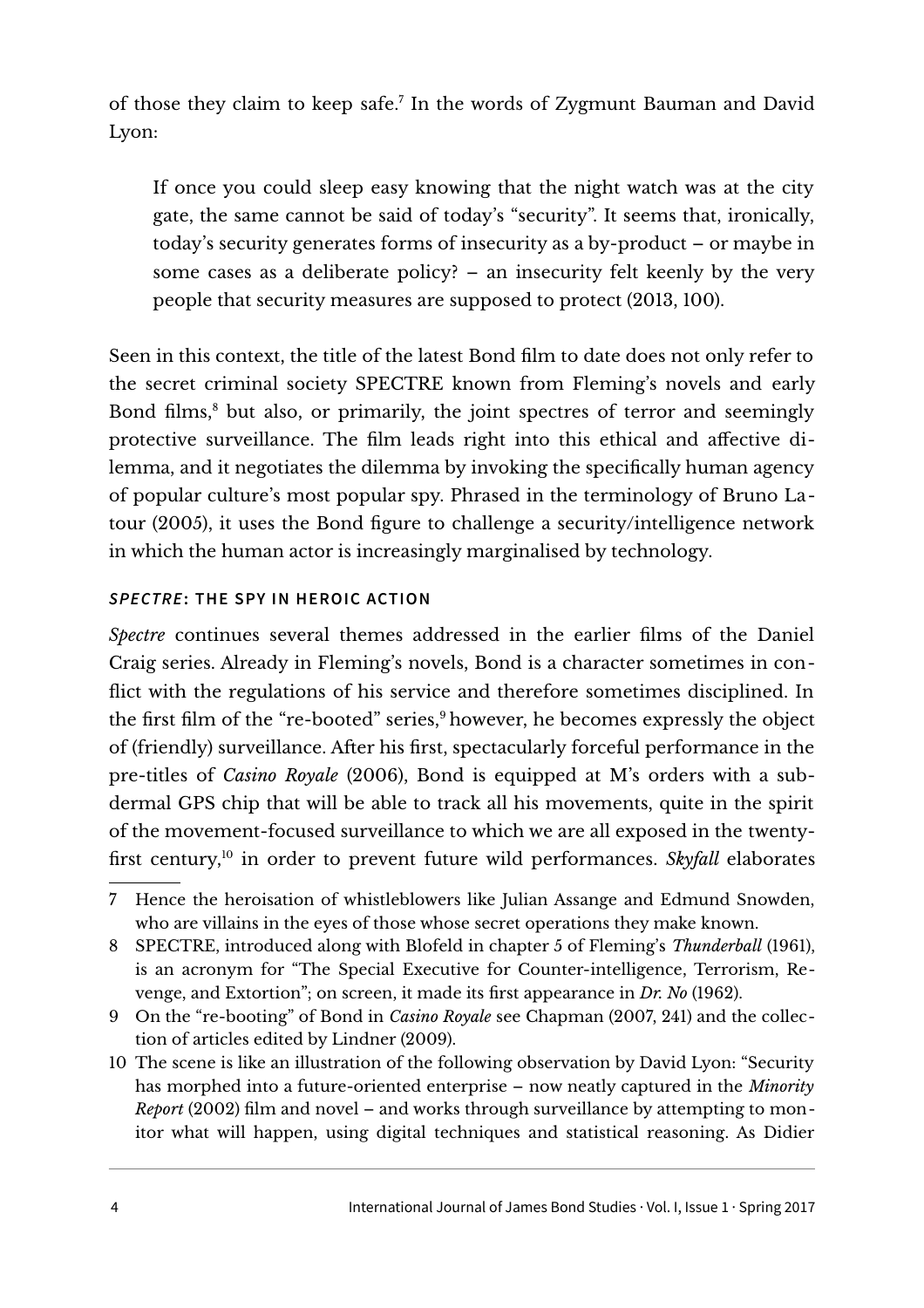of those they claim to keep safe.[7] In the words of Zygmunt Bauman and David Lyon:

> If once you could sleep easy knowing that the night watch was at the city gate, the same cannot be said of today's "security". It seems that, ironically, today's security generates forms of insecurity as a by-product – or maybe in some cases as a deliberate policy? – an insecurity felt keenly by the very people that security measures are supposed to protect (2013, 100).

Seen in this context, the title of the latest Bond film to date does not only refer to the secret criminal society SPECTRE known from Fleming's novels and early Bond films,[8] but also, or primarily, the joint spectres of terror and seemingly protective surveillance. The film leads right into this ethical and affective dilemma, and it negotiates the dilemma by invoking the specifically human agency of popular culture's most popular spy. Phrased in the terminology of Bruno Latour (2005), it uses the Bond figure to challenge a security/intelligence network in which the human actor is increasingly marginalised by technology.

## *SPECTRE*: THE SPY IN HEROIC ACTION

*Spectre* continues several themes addressed in the earlier films of the Daniel Craig series. Already in Fleming's novels, Bond is a character sometimes in conflict with the regulations of his service and therefore sometimes disciplined. In the first film of the "re-booted" series,[9] however, he becomes expressly the object of (friendly) surveillance. After his first, spectacularly forceful performance in the pre-titles of *Casino Royale* (2006), Bond is equipped at M's orders with a subdermal GPS chip that will be able to track all his movements, quite in the spirit of the movement-focused surveillance to which we are all exposed in the twenty-first century,[10] in order to prevent future wild performances. *Skyfall* elaborates

---

7 Hence the heroisation of whistleblowers like Julian Assange and Edmund Snowden, who are villains in the eyes of those whose secret operations they make known.

8 SPECTRE, introduced along with Blofeld in chapter 5 of Fleming's *Thunderball* (1961), is an acronym for "The Special Executive for Counter-intelligence, Terrorism, Revenge, and Extortion"; on screen, it made its first appearance in *Dr. No* (1962).

9 On the "re-booting" of Bond in *Casino Royale* see Chapman (2007, 241) and the collection of articles edited by Lindner (2009).

10 The scene is like an illustration of the following observation by David Lyon: "Security has morphed into a future-oriented enterprise – now neatly captured in the *Minority Report* (2002) film and novel – and works through surveillance by attempting to monitor what will happen, using digital techniques and statistical reasoning. As Didier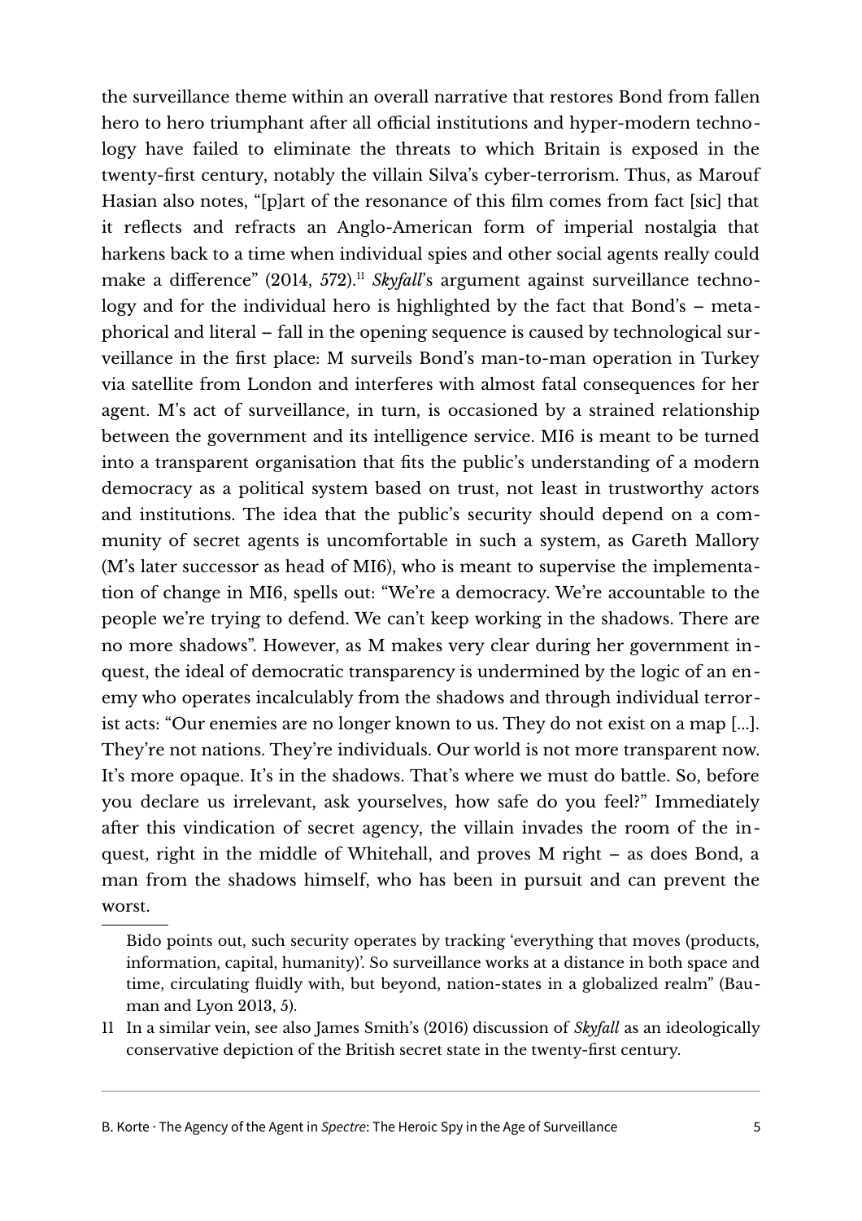the surveillance theme within an overall narrative that restores Bond from fallen hero to hero triumphant after all official institutions and hyper-modern technology have failed to eliminate the threats to which Britain is exposed in the twenty-first century, notably the villain Silva's cyber-terrorism. Thus, as Marouf Hasian also notes, "[p]art of the resonance of this film comes from fact [sic] that it reflects and refracts an Anglo-American form of imperial nostalgia that harkens back to a time when individual spies and other social agents really could make a difference" (2014, 572).[11] *Skyfall*'s argument against surveillance technology and for the individual hero is highlighted by the fact that Bond's – metaphorical and literal – fall in the opening sequence is caused by technological surveillance in the first place: M surveils Bond's man-to-man operation in Turkey via satellite from London and interferes with almost fatal consequences for her agent. M's act of surveillance, in turn, is occasioned by a strained relationship between the government and its intelligence service. MI6 is meant to be turned into a transparent organisation that fits the public's understanding of a modern democracy as a political system based on trust, not least in trustworthy actors and institutions. The idea that the public's security should depend on a community of secret agents is uncomfortable in such a system, as Gareth Mallory (M's later successor as head of MI6), who is meant to supervise the implementation of change in MI6, spells out: "We're a democracy. We're accountable to the people we're trying to defend. We can't keep working in the shadows. There are no more shadows". However, as M makes very clear during her government inquest, the ideal of democratic transparency is undermined by the logic of an enemy who operates incalculably from the shadows and through individual terrorist acts: "Our enemies are no longer known to us. They do not exist on a map [...]. They're not nations. They're individuals. Our world is not more transparent now. It's more opaque. It's in the shadows. That's where we must do battle. So, before you declare us irrelevant, ask yourselves, how safe do you feel?" Immediately after this vindication of secret agency, the villain invades the room of the inquest, right in the middle of Whitehall, and proves M right – as does Bond, a man from the shadows himself, who has been in pursuit and can prevent the worst.

---

Bido points out, such security operates by tracking 'everything that moves (products, information, capital, humanity)'. So surveillance works at a distance in both space and time, circulating fluidly with, but beyond, nation-states in a globalized realm" (Bauman and Lyon 2013, 5).

11 In a similar vein, see also James Smith's (2016) discussion of *Skyfall* as an ideologically conservative depiction of the British secret state in the twenty-first century.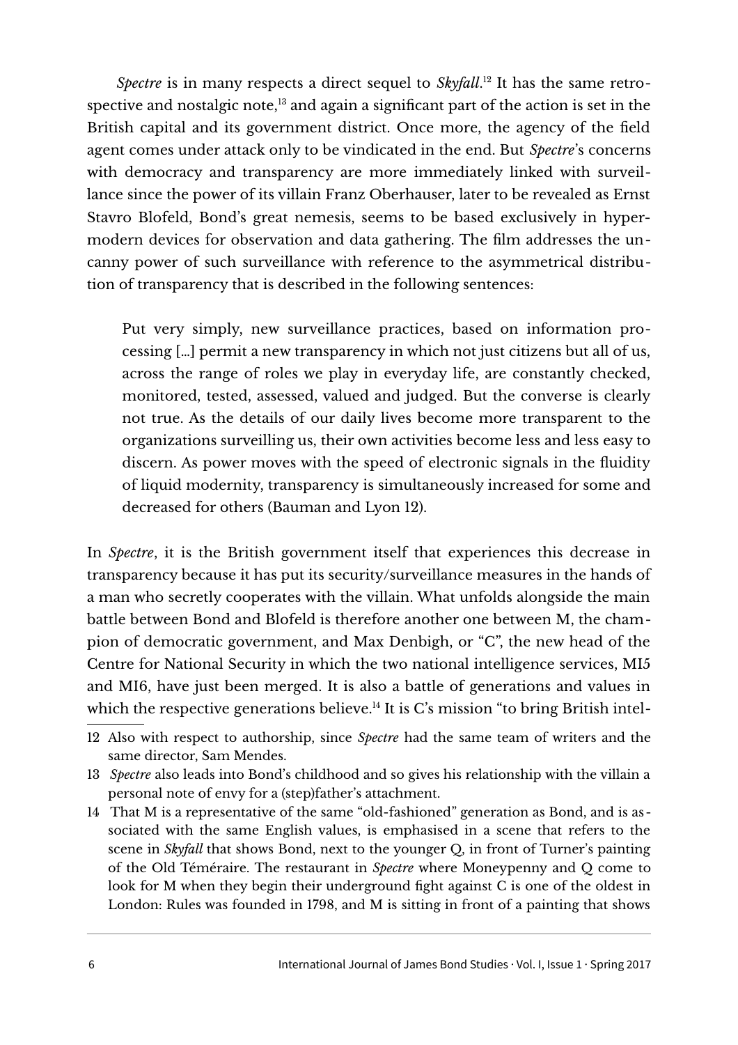*Spectre* is in many respects a direct sequel to *Skyfall*.[12] It has the same retrospective and nostalgic note,[13] and again a significant part of the action is set in the British capital and its government district. Once more, the agency of the field agent comes under attack only to be vindicated in the end. But *Spectre*'s concerns with democracy and transparency are more immediately linked with surveillance since the power of its villain Franz Oberhauser, later to be revealed as Ernst Stavro Blofeld, Bond's great nemesis, seems to be based exclusively in hypermodern devices for observation and data gathering. The film addresses the uncanny power of such surveillance with reference to the asymmetrical distribution of transparency that is described in the following sentences:

> Put very simply, new surveillance practices, based on information processing […] permit a new transparency in which not just citizens but all of us, across the range of roles we play in everyday life, are constantly checked, monitored, tested, assessed, valued and judged. But the converse is clearly not true. As the details of our daily lives become more transparent to the organizations surveilling us, their own activities become less and less easy to discern. As power moves with the speed of electronic signals in the fluidity of liquid modernity, transparency is simultaneously increased for some and decreased for others (Bauman and Lyon 12).

In *Spectre*, it is the British government itself that experiences this decrease in transparency because it has put its security/surveillance measures in the hands of a man who secretly cooperates with the villain. What unfolds alongside the main battle between Bond and Blofeld is therefore another one between M, the champion of democratic government, and Max Denbigh, or "C", the new head of the Centre for National Security in which the two national intelligence services, MI5 and MI6, have just been merged. It is also a battle of generations and values in which the respective generations believe.[14] It is C's mission "to bring British intel-

---

12 Also with respect to authorship, since *Spectre* had the same team of writers and the same director, Sam Mendes.

13 *Spectre* also leads into Bond's childhood and so gives his relationship with the villain a personal note of envy for a (step)father's attachment.

14 That M is a representative of the same "old-fashioned" generation as Bond, and is associated with the same English values, is emphasised in a scene that refers to the scene in *Skyfall* that shows Bond, next to the younger Q, in front of Turner's painting of the Old Téméraire. The restaurant in *Spectre* where Moneypenny and Q come to look for M when they begin their underground fight against C is one of the oldest in London: Rules was founded in 1798, and M is sitting in front of a painting that shows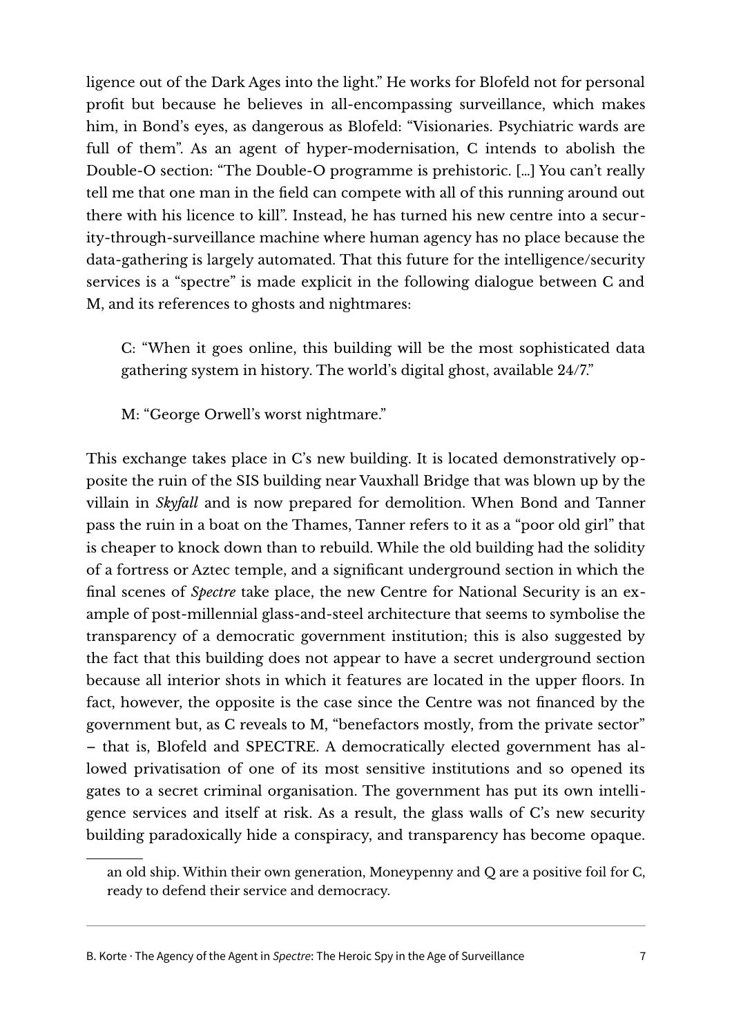ligence out of the Dark Ages into the light." He works for Blofeld not for personal profit but because he believes in all-encompassing surveillance, which makes him, in Bond's eyes, as dangerous as Blofeld: "Visionaries. Psychiatric wards are full of them". As an agent of hyper-modernisation, C intends to abolish the Double-O section: "The Double-O programme is prehistoric. [...] You can't really tell me that one man in the field can compete with all of this running around out there with his licence to kill". Instead, he has turned his new centre into a security-through-surveillance machine where human agency has no place because the data-gathering is largely automated. That this future for the intelligence/security services is a "spectre" is made explicit in the following dialogue between C and M, and its references to ghosts and nightmares:

> C: "When it goes online, this building will be the most sophisticated data gathering system in history. The world's digital ghost, available 24/7."
>
> M: "George Orwell's worst nightmare."

This exchange takes place in C's new building. It is located demonstratively opposite the ruin of the SIS building near Vauxhall Bridge that was blown up by the villain in *Skyfall* and is now prepared for demolition. When Bond and Tanner pass the ruin in a boat on the Thames, Tanner refers to it as a "poor old girl" that is cheaper to knock down than to rebuild. While the old building had the solidity of a fortress or Aztec temple, and a significant underground section in which the final scenes of *Spectre* take place, the new Centre for National Security is an example of post-millennial glass-and-steel architecture that seems to symbolise the transparency of a democratic government institution; this is also suggested by the fact that this building does not appear to have a secret underground section because all interior shots in which it features are located in the upper floors. In fact, however, the opposite is the case since the Centre was not financed by the government but, as C reveals to M, "benefactors mostly, from the private sector" – that is, Blofeld and SPECTRE. A democratically elected government has allowed privatisation of one of its most sensitive institutions and so opened its gates to a secret criminal organisation. The government has put its own intelligence services and itself at risk. As a result, the glass walls of C's new security building paradoxically hide a conspiracy, and transparency has become opaque.

---

an old ship. Within their own generation, Moneypenny and Q are a positive foil for C, ready to defend their service and democracy.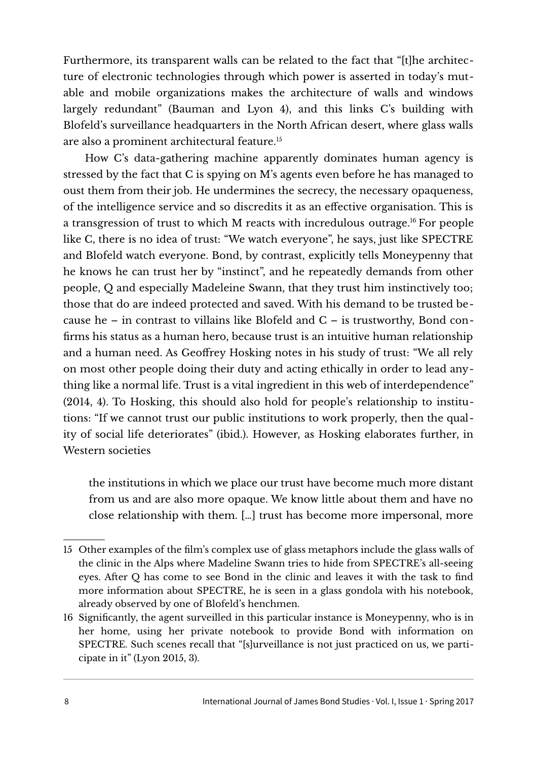Furthermore, its transparent walls can be related to the fact that "[t]he architecture of electronic technologies through which power is asserted in today's mutable and mobile organizations makes the architecture of walls and windows largely redundant" (Bauman and Lyon 4), and this links C's building with Blofeld's surveillance headquarters in the North African desert, where glass walls are also a prominent architectural feature.[15]

How C's data-gathering machine apparently dominates human agency is stressed by the fact that C is spying on M's agents even before he has managed to oust them from their job. He undermines the secrecy, the necessary opaqueness, of the intelligence service and so discredits it as an effective organisation. This is a transgression of trust to which M reacts with incredulous outrage.[16] For people like C, there is no idea of trust: "We watch everyone", he says, just like SPECTRE and Blofeld watch everyone. Bond, by contrast, explicitly tells Moneypenny that he knows he can trust her by "instinct", and he repeatedly demands from other people, Q and especially Madeleine Swann, that they trust him instinctively too; those that do are indeed protected and saved. With his demand to be trusted because he – in contrast to villains like Blofeld and C – is trustworthy, Bond confirms his status as a human hero, because trust is an intuitive human relationship and a human need. As Geoffrey Hosking notes in his study of trust: "We all rely on most other people doing their duty and acting ethically in order to lead anything like a normal life. Trust is a vital ingredient in this web of interdependence" (2014, 4). To Hosking, this should also hold for people's relationship to institutions: "If we cannot trust our public institutions to work properly, then the quality of social life deteriorates" (ibid.). However, as Hosking elaborates further, in Western societies

> the institutions in which we place our trust have become much more distant from us and are also more opaque. We know little about them and have no close relationship with them. [...] trust has become more impersonal, more

---

15 Other examples of the film's complex use of glass metaphors include the glass walls of the clinic in the Alps where Madeline Swann tries to hide from SPECTRE's all-seeing eyes. After Q has come to see Bond in the clinic and leaves it with the task to find more information about SPECTRE, he is seen in a glass gondola with his notebook, already observed by one of Blofeld's henchmen.

16 Significantly, the agent surveilled in this particular instance is Moneypenny, who is in her home, using her private notebook to provide Bond with information on SPECTRE. Such scenes recall that "[s]urveillance is not just practiced on us, we participate in it" (Lyon 2015, 3).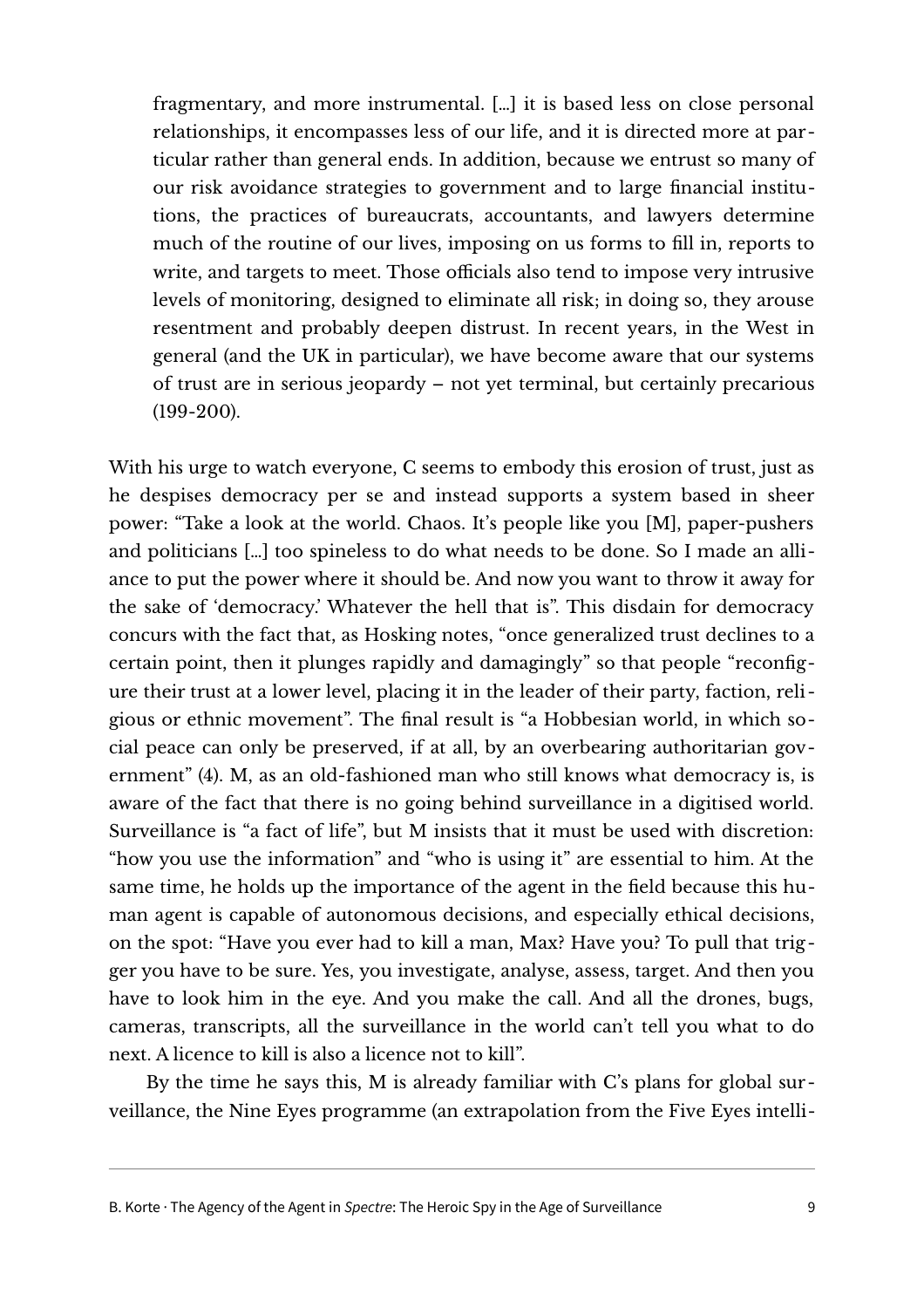> fragmentary, and more instrumental. […] it is based less on close personal relationships, it encompasses less of our life, and it is directed more at particular rather than general ends. In addition, because we entrust so many of our risk avoidance strategies to government and to large financial institutions, the practices of bureaucrats, accountants, and lawyers determine much of the routine of our lives, imposing on us forms to fill in, reports to write, and targets to meet. Those officials also tend to impose very intrusive levels of monitoring, designed to eliminate all risk; in doing so, they arouse resentment and probably deepen distrust. In recent years, in the West in general (and the UK in particular), we have become aware that our systems of trust are in serious jeopardy – not yet terminal, but certainly precarious (199-200).

With his urge to watch everyone, C seems to embody this erosion of trust, just as he despises democracy per se and instead supports a system based in sheer power: "Take a look at the world. Chaos. It's people like you [M], paper-pushers and politicians […] too spineless to do what needs to be done. So I made an alliance to put the power where it should be. And now you want to throw it away for the sake of 'democracy.' Whatever the hell that is". This disdain for democracy concurs with the fact that, as Hosking notes, "once generalized trust declines to a certain point, then it plunges rapidly and damagingly" so that people "reconfigure their trust at a lower level, placing it in the leader of their party, faction, religious or ethnic movement". The final result is "a Hobbesian world, in which social peace can only be preserved, if at all, by an overbearing authoritarian government" (4). M, as an old-fashioned man who still knows what democracy is, is aware of the fact that there is no going behind surveillance in a digitised world. Surveillance is "a fact of life", but M insists that it must be used with discretion: "how you use the information" and "who is using it" are essential to him. At the same time, he holds up the importance of the agent in the field because this human agent is capable of autonomous decisions, and especially ethical decisions, on the spot: "Have you ever had to kill a man, Max? Have you? To pull that trigger you have to be sure. Yes, you investigate, analyse, assess, target. And then you have to look him in the eye. And you make the call. And all the drones, bugs, cameras, transcripts, all the surveillance in the world can't tell you what to do next. A licence to kill is also a licence not to kill".

By the time he says this, M is already familiar with C's plans for global surveillance, the Nine Eyes programme (an extrapolation from the Five Eyes intelli-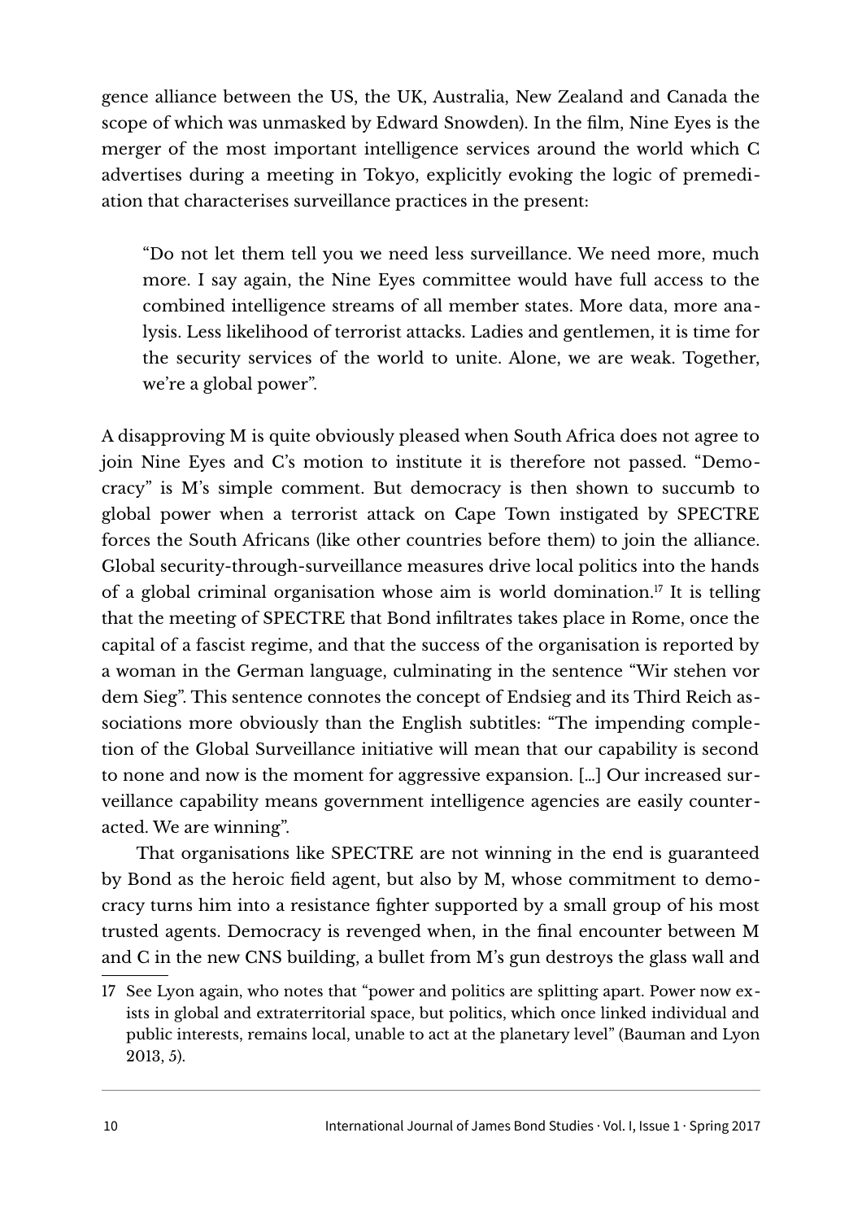gence alliance between the US, the UK, Australia, New Zealand and Canada the scope of which was unmasked by Edward Snowden). In the film, Nine Eyes is the merger of the most important intelligence services around the world which C advertises during a meeting in Tokyo, explicitly evoking the logic of premediation that characterises surveillance practices in the present:

> "Do not let them tell you we need less surveillance. We need more, much more. I say again, the Nine Eyes committee would have full access to the combined intelligence streams of all member states. More data, more analysis. Less likelihood of terrorist attacks. Ladies and gentlemen, it is time for the security services of the world to unite. Alone, we are weak. Together, we're a global power".

A disapproving M is quite obviously pleased when South Africa does not agree to join Nine Eyes and C's motion to institute it is therefore not passed. "Democracy" is M's simple comment. But democracy is then shown to succumb to global power when a terrorist attack on Cape Town instigated by SPECTRE forces the South Africans (like other countries before them) to join the alliance. Global security-through-surveillance measures drive local politics into the hands of a global criminal organisation whose aim is world domination.[17] It is telling that the meeting of SPECTRE that Bond infiltrates takes place in Rome, once the capital of a fascist regime, and that the success of the organisation is reported by a woman in the German language, culminating in the sentence "Wir stehen vor dem Sieg". This sentence connotes the concept of Endsieg and its Third Reich associations more obviously than the English subtitles: "The impending completion of the Global Surveillance initiative will mean that our capability is second to none and now is the moment for aggressive expansion. [...] Our increased surveillance capability means government intelligence agencies are easily counteracted. We are winning".

That organisations like SPECTRE are not winning in the end is guaranteed by Bond as the heroic field agent, but also by M, whose commitment to democracy turns him into a resistance fighter supported by a small group of his most trusted agents. Democracy is revenged when, in the final encounter between M and C in the new CNS building, a bullet from M's gun destroys the glass wall and

---

17 See Lyon again, who notes that "power and politics are splitting apart. Power now exists in global and extraterritorial space, but politics, which once linked individual and public interests, remains local, unable to act at the planetary level" (Bauman and Lyon 2013, 5).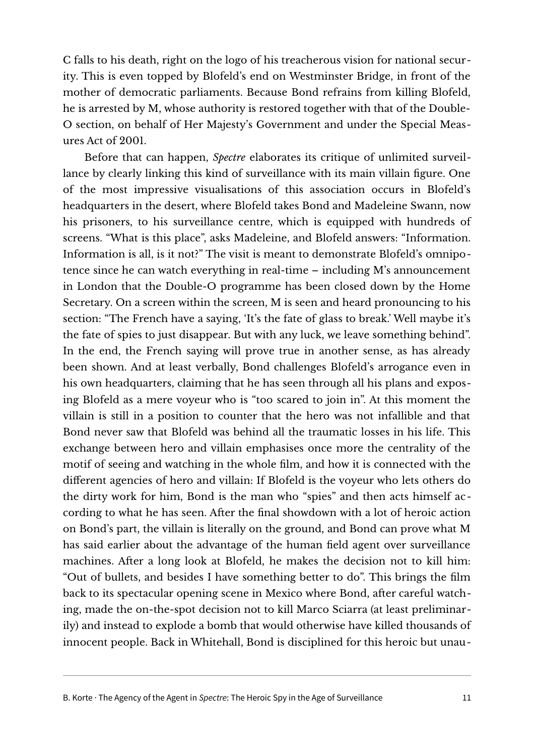C falls to his death, right on the logo of his treacherous vision for national security. This is even topped by Blofeld's end on Westminster Bridge, in front of the mother of democratic parliaments. Because Bond refrains from killing Blofeld, he is arrested by M, whose authority is restored together with that of the Double-O section, on behalf of Her Majesty's Government and under the Special Measures Act of 2001.

Before that can happen, *Spectre* elaborates its critique of unlimited surveillance by clearly linking this kind of surveillance with its main villain figure. One of the most impressive visualisations of this association occurs in Blofeld's headquarters in the desert, where Blofeld takes Bond and Madeleine Swann, now his prisoners, to his surveillance centre, which is equipped with hundreds of screens. "What is this place", asks Madeleine, and Blofeld answers: "Information. Information is all, is it not?" The visit is meant to demonstrate Blofeld's omnipotence since he can watch everything in real-time – including M's announcement in London that the Double-O programme has been closed down by the Home Secretary. On a screen within the screen, M is seen and heard pronouncing to his section: "The French have a saying, 'It's the fate of glass to break.' Well maybe it's the fate of spies to just disappear. But with any luck, we leave something behind". In the end, the French saying will prove true in another sense, as has already been shown. And at least verbally, Bond challenges Blofeld's arrogance even in his own headquarters, claiming that he has seen through all his plans and exposing Blofeld as a mere voyeur who is "too scared to join in". At this moment the villain is still in a position to counter that the hero was not infallible and that Bond never saw that Blofeld was behind all the traumatic losses in his life. This exchange between hero and villain emphasises once more the centrality of the motif of seeing and watching in the whole film, and how it is connected with the different agencies of hero and villain: If Blofeld is the voyeur who lets others do the dirty work for him, Bond is the man who "spies" and then acts himself according to what he has seen. After the final showdown with a lot of heroic action on Bond's part, the villain is literally on the ground, and Bond can prove what M has said earlier about the advantage of the human field agent over surveillance machines. After a long look at Blofeld, he makes the decision not to kill him: "Out of bullets, and besides I have something better to do". This brings the film back to its spectacular opening scene in Mexico where Bond, after careful watching, made the on-the-spot decision not to kill Marco Sciarra (at least preliminarily) and instead to explode a bomb that would otherwise have killed thousands of innocent people. Back in Whitehall, Bond is disciplined for this heroic but unau-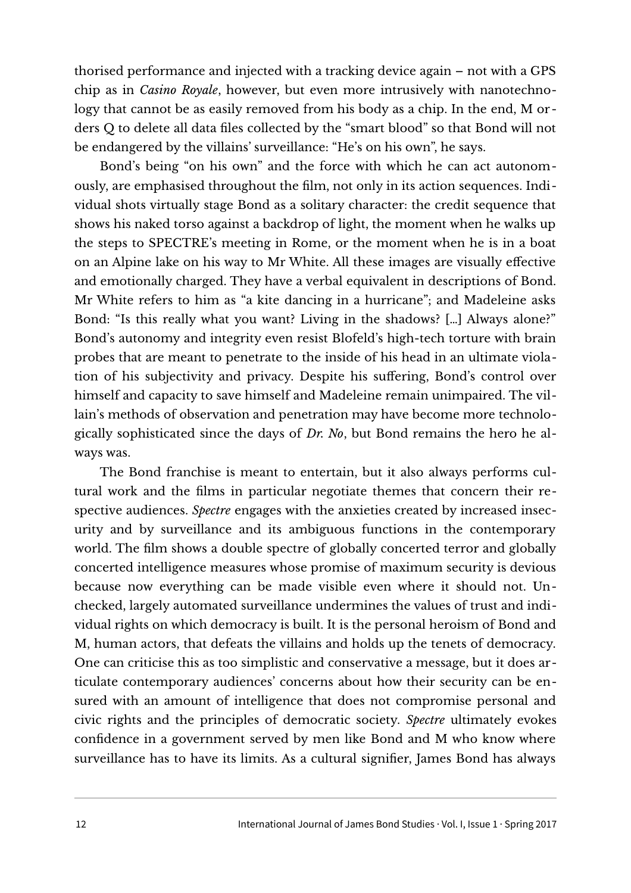thorised performance and injected with a tracking device again – not with a GPS chip as in *Casino Royale*, however, but even more intrusively with nanotechnology that cannot be as easily removed from his body as a chip. In the end, M orders Q to delete all data files collected by the "smart blood" so that Bond will not be endangered by the villains' surveillance: "He's on his own", he says.

Bond's being "on his own" and the force with which he can act autonomously, are emphasised throughout the film, not only in its action sequences. Individual shots virtually stage Bond as a solitary character: the credit sequence that shows his naked torso against a backdrop of light, the moment when he walks up the steps to SPECTRE's meeting in Rome, or the moment when he is in a boat on an Alpine lake on his way to Mr White. All these images are visually effective and emotionally charged. They have a verbal equivalent in descriptions of Bond. Mr White refers to him as "a kite dancing in a hurricane"; and Madeleine asks Bond: "Is this really what you want? Living in the shadows? […] Always alone?" Bond's autonomy and integrity even resist Blofeld's high-tech torture with brain probes that are meant to penetrate to the inside of his head in an ultimate violation of his subjectivity and privacy. Despite his suffering, Bond's control over himself and capacity to save himself and Madeleine remain unimpaired. The villain's methods of observation and penetration may have become more technologically sophisticated since the days of *Dr. No*, but Bond remains the hero he always was.

The Bond franchise is meant to entertain, but it also always performs cultural work and the films in particular negotiate themes that concern their respective audiences. *Spectre* engages with the anxieties created by increased insecurity and by surveillance and its ambiguous functions in the contemporary world. The film shows a double spectre of globally concerted terror and globally concerted intelligence measures whose promise of maximum security is devious because now everything can be made visible even where it should not. Unchecked, largely automated surveillance undermines the values of trust and individual rights on which democracy is built. It is the personal heroism of Bond and M, human actors, that defeats the villains and holds up the tenets of democracy. One can criticise this as too simplistic and conservative a message, but it does articulate contemporary audiences' concerns about how their security can be ensured with an amount of intelligence that does not compromise personal and civic rights and the principles of democratic society. *Spectre* ultimately evokes confidence in a government served by men like Bond and M who know where surveillance has to have its limits. As a cultural signifier, James Bond has always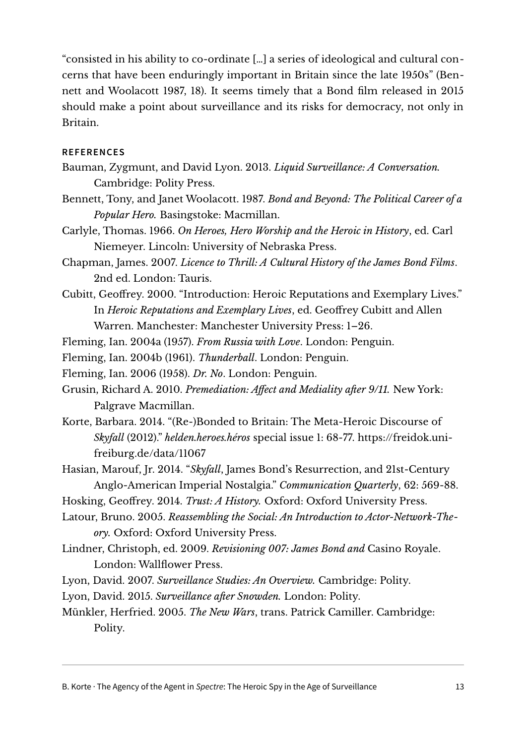"consisted in his ability to co-ordinate [...] a series of ideological and cultural concerns that have been enduringly important in Britain since the late 1950s" (Bennett and Woolacott 1987, 18). It seems timely that a Bond film released in 2015 should make a point about surveillance and its risks for democracy, not only in Britain.

## REFERENCES

Bauman, Zygmunt, and David Lyon. 2013. *Liquid Surveillance: A Conversation.* Cambridge: Polity Press.

Bennett, Tony, and Janet Woolacott. 1987. *Bond and Beyond: The Political Career of a Popular Hero.* Basingstoke: Macmillan.

Carlyle, Thomas. 1966. *On Heroes, Hero Worship and the Heroic in History*, ed. Carl Niemeyer. Lincoln: University of Nebraska Press.

Chapman, James. 2007. *Licence to Thrill: A Cultural History of the James Bond Films*. 2nd ed. London: Tauris.

Cubitt, Geoffrey. 2000. "Introduction: Heroic Reputations and Exemplary Lives." In *Heroic Reputations and Exemplary Lives*, ed. Geoffrey Cubitt and Allen Warren. Manchester: Manchester University Press: 1–26.

Fleming, Ian. 2004a (1957). *From Russia with Love*. London: Penguin.

Fleming, Ian. 2004b (1961). *Thunderball*. London: Penguin.

Fleming, Ian. 2006 (1958). *Dr. No*. London: Penguin.

Grusin, Richard A. 2010. *Premediation: Affect and Mediality after 9/11.* New York: Palgrave Macmillan.

Korte, Barbara. 2014. "(Re-)Bonded to Britain: The Meta-Heroic Discourse of *Skyfall* (2012)." *helden.heroes.héros* special issue 1: 68-77. https://freidok.uni-freiburg.de/data/11067

Hasian, Marouf, Jr. 2014. "*Skyfall*, James Bond's Resurrection, and 21st-Century Anglo-American Imperial Nostalgia." *Communication Quarterly*, 62: 569-88.

Hosking, Geoffrey. 2014. *Trust: A History.* Oxford: Oxford University Press.

Latour, Bruno. 2005. *Reassembling the Social: An Introduction to Actor-Network-Theory.* Oxford: Oxford University Press.

Lindner, Christoph, ed. 2009. *Revisioning 007: James Bond and* Casino Royale. London: Wallflower Press.

Lyon, David. 2007. *Surveillance Studies: An Overview.* Cambridge: Polity.

Lyon, David. 2015. *Surveillance after Snowden.* London: Polity.

Münkler, Herfried. 2005. *The New Wars*, trans. Patrick Camiller. Cambridge: Polity.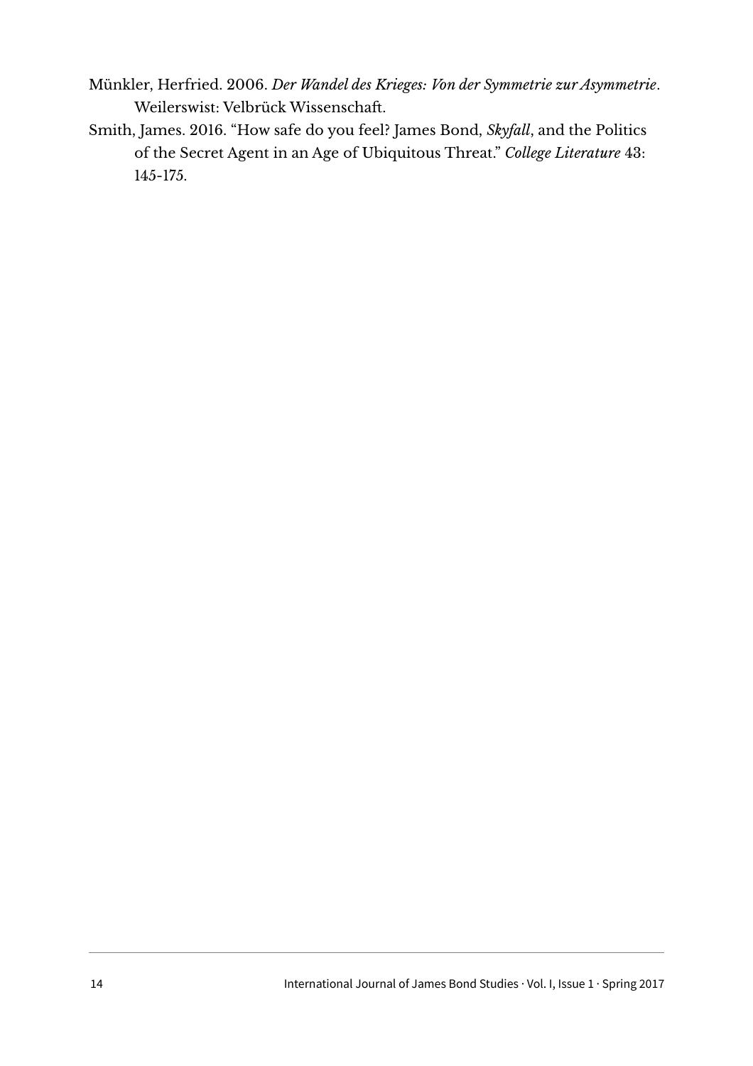Münkler, Herfried. 2006. *Der Wandel des Krieges: Von der Symmetrie zur Asymmetrie*. Weilerswist: Velbrück Wissenschaft.

Smith, James. 2016. "How safe do you feel? James Bond, *Skyfall*, and the Politics of the Secret Agent in an Age of Ubiquitous Threat." *College Literature* 43: 145-175.